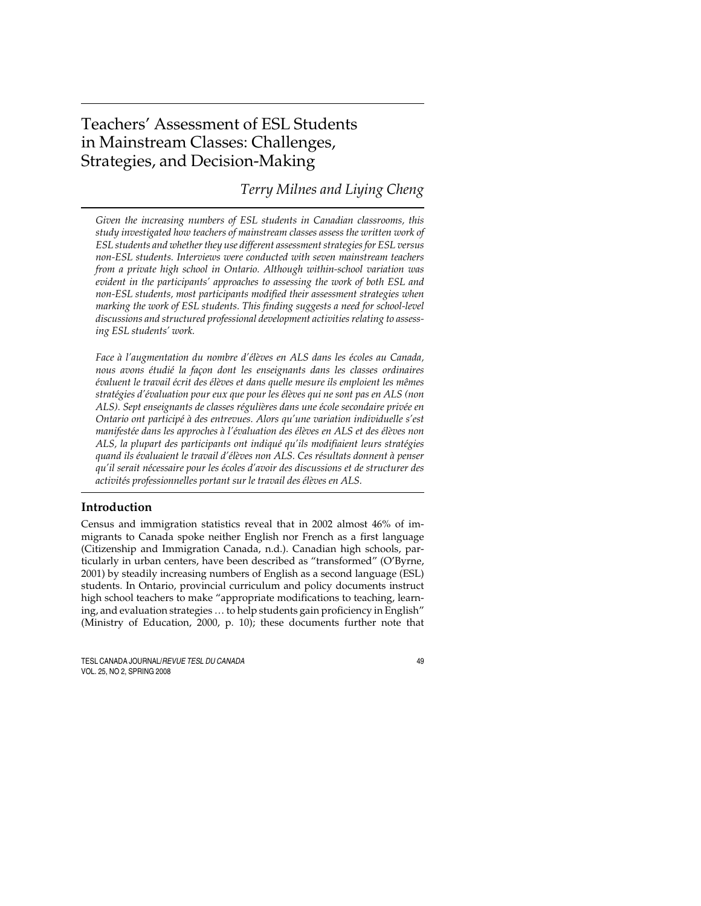# Teachers' Assessment of ESL Students in Mainstream Classes: Challenges, Strategies, and Decision-Making

*Terry Milnes and Liying Cheng*

*Given the increasing numbers of ESL students in Canadian classrooms, this study investigated how teachers of mainstream classes assess the written work of ESL students and whether they use different assessment strategies for ESL versus non-ESL students. Interviews were conducted with seven mainstream teachers from a private high school in Ontario. Although within-school variation was evident in the participants' approaches to assessing the work of both ESL and non-ESL students, most participants modified their assessment strategies when marking the work of ESL students. This finding suggests a need for school-level discussions and structured professional development activities relating to assessing ESL students' work.*

*Face à l'augmentation du nombre d'élèves en ALS dans les écoles au Canada, nous avons étudié la façon dont les enseignants dans les classes ordinaires évaluent le travail écrit des élèves et dans quelle mesure ils emploient les mêmes stratégies d'évaluation pour eux que pour les élèves qui ne sont pas en ALS (non ALS). Sept enseignants de classes régulières dans une école secondaire privée en Ontario ont participé à des entrevues. Alors qu'une variation individuelle s'est manifestée dans les approches à l'évaluation des élèves en ALS et des élèves non ALS, la plupart des participants ont indiqué qu'ils modifiaient leurs stratégies quand ils évaluaient le travail d'élèves non ALS. Ces résultats donnent à penser qu'il serait nécessaire pour les écoles d'avoir des discussions et de structurer des activités professionnelles portant sur le travail des élèves en ALS.*

## Introduction

Census and immigration statistics reveal that in 2002 almost 46% of immigrants to Canada spoke neither English nor French as a first language (Citizenship and Immigration Canada, n.d.). Canadian high schools, particularly in urban centers, have been described as "transformed" (O'Byrne, 2001) by steadily increasing numbers of English as a second language (ESL) students. In Ontario, provincial curriculum and policy documents instruct high school teachers to make "appropriate modifications to teaching, learning, and evaluation strategies … to help students gain proficiency in English" (Ministry of Education, 2000, p. 10); these documents further note that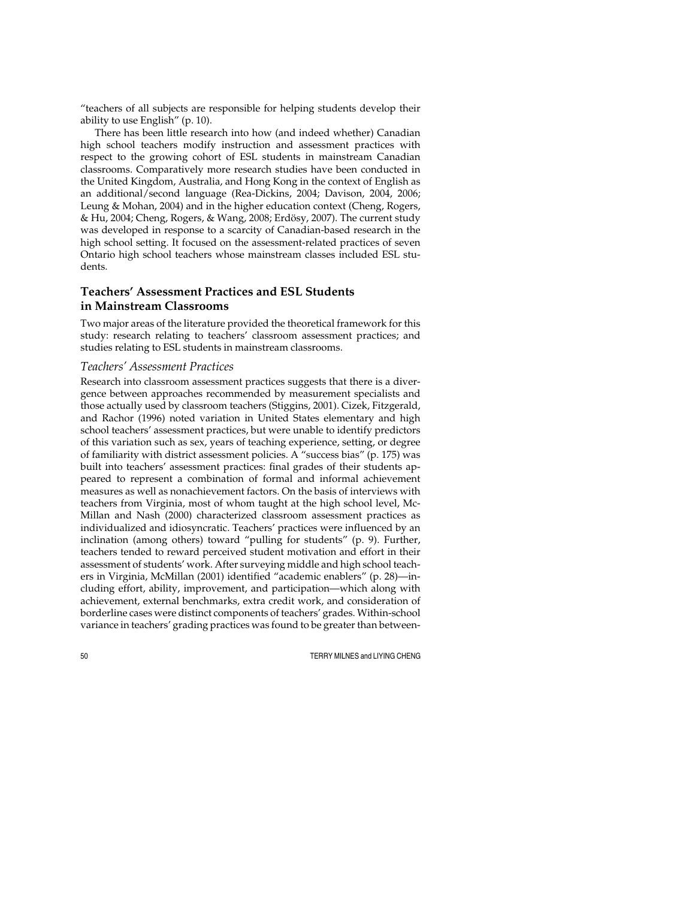"teachers of all subjects are responsible for helping students develop their ability to use English" (p. 10).

There has been little research into how (and indeed whether) Canadian high school teachers modify instruction and assessment practices with respect to the growing cohort of ESL students in mainstream Canadian classrooms. Comparatively more research studies have been conducted in the United Kingdom, Australia, and Hong Kong in the context of English as an additional/second language (Rea-Dickins, 2004; Davison, 2004, 2006; Leung & Mohan, 2004) and in the higher education context (Cheng, Rogers, & Hu, 2004; Cheng, Rogers, & Wang, 2008; Erdösy, 2007). The current study was developed in response to a scarcity of Canadian-based research in the high school setting. It focused on the assessment-related practices of seven Ontario high school teachers whose mainstream classes included ESL students.

## Teachers' Assessment Practices and ESL Students in Mainstream Classrooms

Two major areas of the literature provided the theoretical framework for this study: research relating to teachers' classroom assessment practices; and studies relating to ESL students in mainstream classrooms.

### *Teachers' Assessment Practices*

Research into classroom assessment practices suggests that there is a divergence between approaches recommended by measurement specialists and those actually used by classroom teachers (Stiggins, 2001). Cizek, Fitzgerald, and Rachor (1996) noted variation in United States elementary and high school teachers' assessment practices, but were unable to identify predictors of this variation such as sex, years of teaching experience, setting, or degree of familiarity with district assessment policies. A "success bias" (p. 175) was built into teachers' assessment practices: final grades of their students appeared to represent a combination of formal and informal achievement measures as well as nonachievement factors. On the basis of interviews with teachers from Virginia, most of whom taught at the high school level, McMillan and Nash (2000) characterized classroom assessment practices as individualized and idiosyncratic. Teachers' practices were influenced by an inclination (among others) toward "pulling for students" (p. 9). Further, teachers tended to reward perceived student motivation and effort in their assessment of students' work. After surveying middle and high school teachers in Virginia, McMillan (2001) identified "academic enablers" (p. 28)—including effort, ability, improvement, and participation—which along with achievement, external benchmarks, extra credit work, and consideration of borderline cases were distinct components of teachers' grades. Within-school variance in teachers' grading practices was found to be greater than between-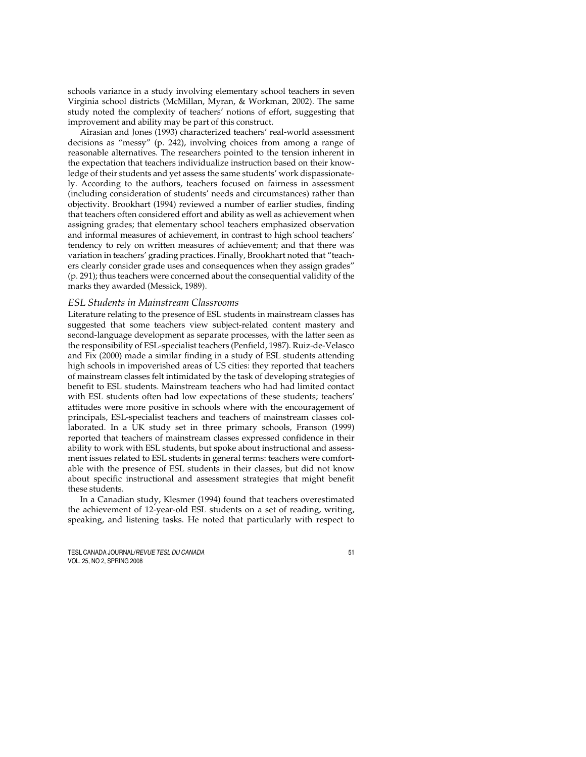schools variance in a study involving elementary school teachers in seven Virginia school districts (McMillan, Myran, & Workman, 2002). The same study noted the complexity of teachers' notions of effort, suggesting that improvement and ability may be part of this construct.

Airasian and Jones (1993) characterized teachers' real-world assessment decisions as "messy" (p. 242), involving choices from among a range of reasonable alternatives. The researchers pointed to the tension inherent in the expectation that teachers individualize instruction based on their knowledge of their students and yet assess the same students' work dispassionately. According to the authors, teachers focused on fairness in assessment (including consideration of students' needs and circumstances) rather than objectivity. Brookhart (1994) reviewed a number of earlier studies, finding that teachers often considered effort and ability as well as achievement when assigning grades; that elementary school teachers emphasized observation and informal measures of achievement, in contrast to high school teachers' tendency to rely on written measures of achievement; and that there was variation in teachers' grading practices. Finally, Brookhart noted that "teachers clearly consider grade uses and consequences when they assign grades" (p. 291); thus teachers were concerned about the consequential validity of the marks they awarded (Messick, 1989).

### *ESL Students in Mainstream Classrooms*

Literature relating to the presence of ESL students in mainstream classes has suggested that some teachers view subject-related content mastery and second-language development as separate processes, with the latter seen as the responsibility of ESL-specialist teachers (Penfield, 1987). Ruiz-de-Velasco and Fix (2000) made a similar finding in a study of ESL students attending high schools in impoverished areas of US cities: they reported that teachers of mainstream classes felt intimidated by the task of developing strategies of benefit to ESL students. Mainstream teachers who had had limited contact with ESL students often had low expectations of these students; teachers' attitudes were more positive in schools where with the encouragement of principals, ESL-specialist teachers and teachers of mainstream classes collaborated. In a UK study set in three primary schools, Franson (1999) reported that teachers of mainstream classes expressed confidence in their ability to work with ESL students, but spoke about instructional and assessment issues related to ESL students in general terms: teachers were comfortable with the presence of ESL students in their classes, but did not know about specific instructional and assessment strategies that might benefit these students.

In a Canadian study, Klesmer (1994) found that teachers overestimated the achievement of 12-year-old ESL students on a set of reading, writing, speaking, and listening tasks. He noted that particularly with respect to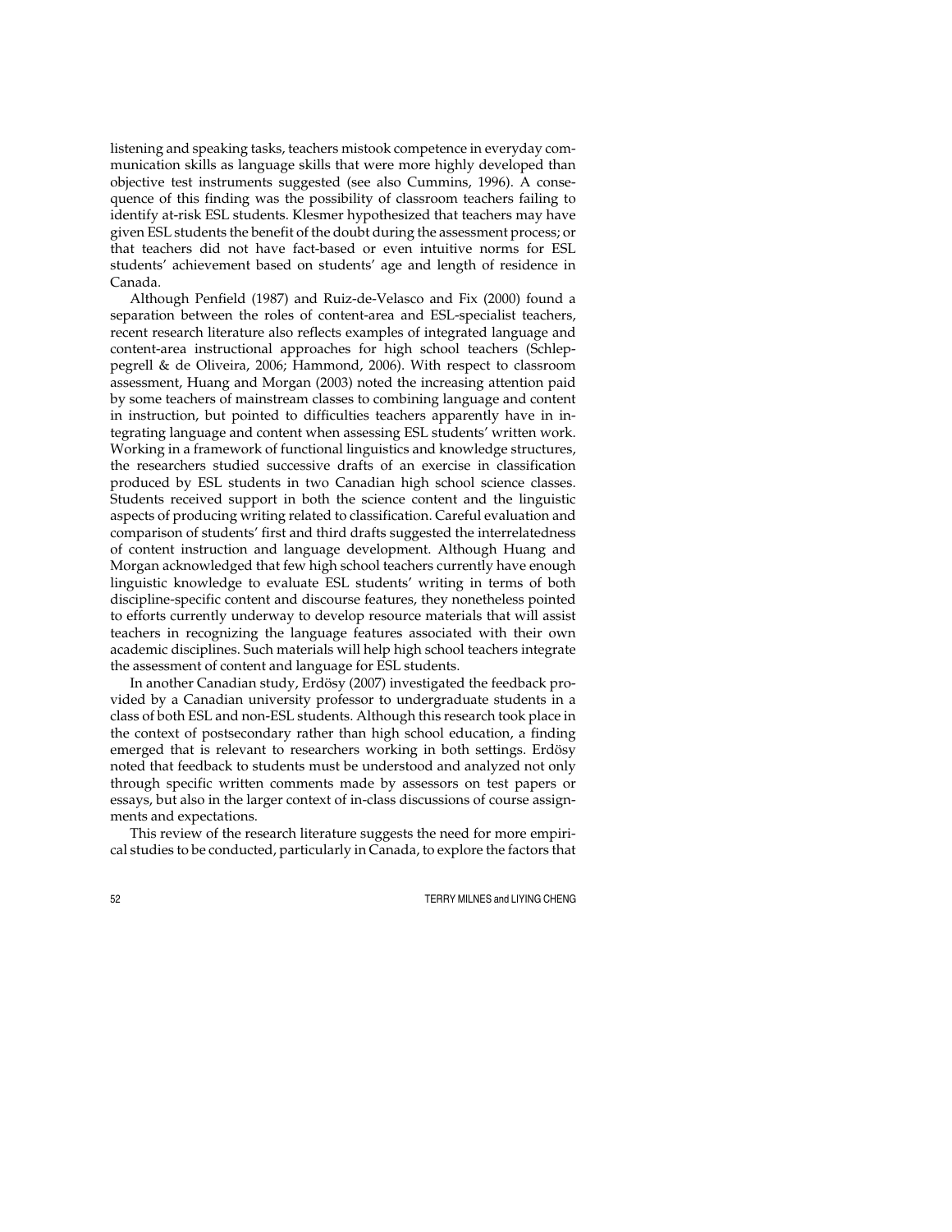listening and speaking tasks, teachers mistook competence in everyday communication skills as language skills that were more highly developed than objective test instruments suggested (see also Cummins, 1996). A consequence of this finding was the possibility of classroom teachers failing to identify at-risk ESL students. Klesmer hypothesized that teachers may have given ESL students the benefit of the doubt during the assessment process; or that teachers did not have fact-based or even intuitive norms for ESL students' achievement based on students' age and length of residence in Canada.

Although Penfield (1987) and Ruiz-de-Velasco and Fix (2000) found a separation between the roles of content-area and ESL-specialist teachers, recent research literature also reflects examples of integrated language and content-area instructional approaches for high school teachers (Schleppegrell & de Oliveira, 2006; Hammond, 2006). With respect to classroom assessment, Huang and Morgan (2003) noted the increasing attention paid by some teachers of mainstream classes to combining language and content in instruction, but pointed to difficulties teachers apparently have in integrating language and content when assessing ESL students' written work. Working in a framework of functional linguistics and knowledge structures, the researchers studied successive drafts of an exercise in classification produced by ESL students in two Canadian high school science classes. Students received support in both the science content and the linguistic aspects of producing writing related to classification. Careful evaluation and comparison of students' first and third drafts suggested the interrelatedness of content instruction and language development. Although Huang and Morgan acknowledged that few high school teachers currently have enough linguistic knowledge to evaluate ESL students' writing in terms of both discipline-specific content and discourse features, they nonetheless pointed to efforts currently underway to develop resource materials that will assist teachers in recognizing the language features associated with their own academic disciplines. Such materials will help high school teachers integrate the assessment of content and language for ESL students.

In another Canadian study, Erdösy (2007) investigated the feedback provided by a Canadian university professor to undergraduate students in a class of both ESL and non-ESL students. Although this research took place in the context of postsecondary rather than high school education, a finding emerged that is relevant to researchers working in both settings. Erdösy noted that feedback to students must be understood and analyzed not only through specific written comments made by assessors on test papers or essays, but also in the larger context of in-class discussions of course assignments and expectations.

This review of the research literature suggests the need for more empirical studies to be conducted, particularly in Canada, to explore the factors that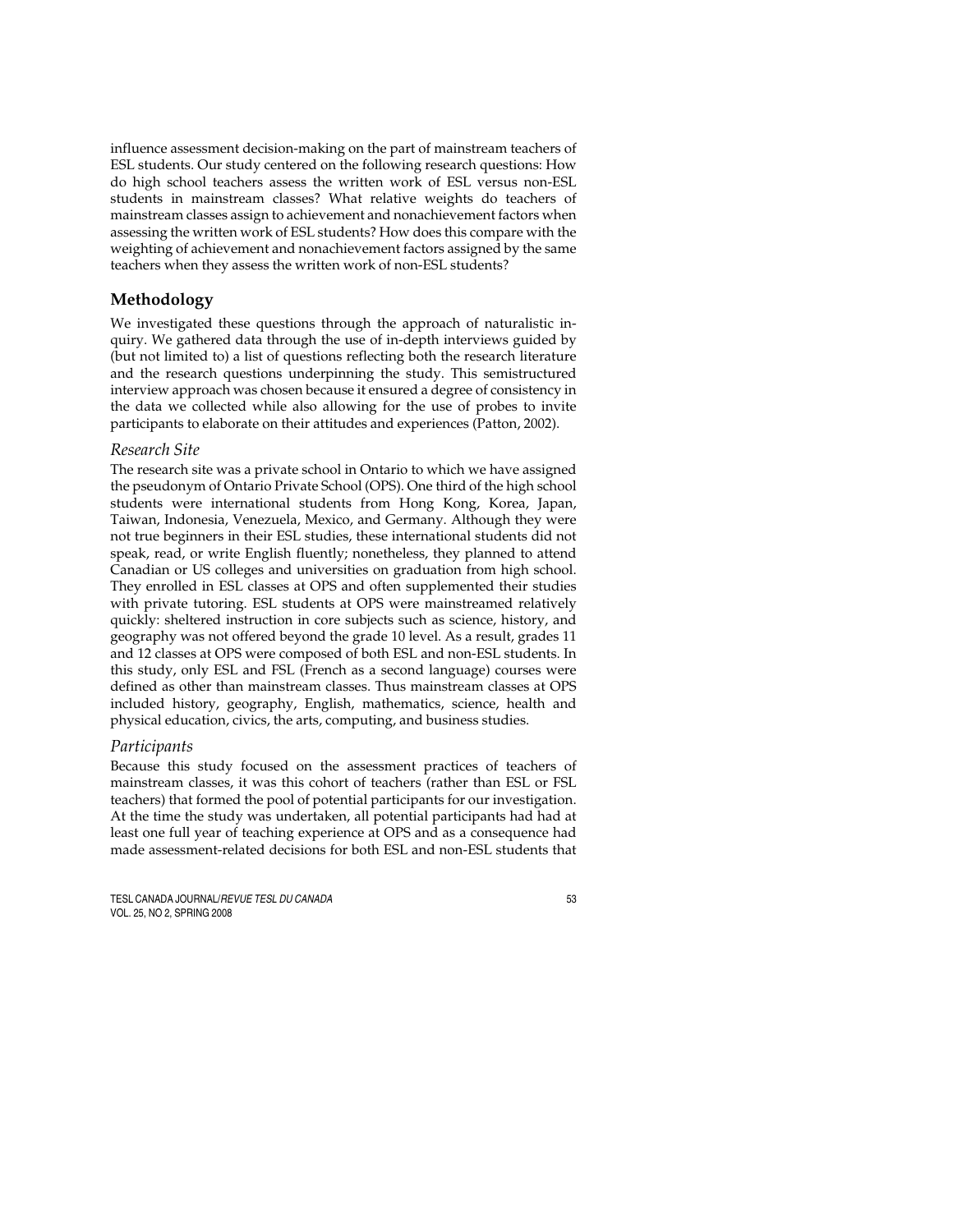influence assessment decision-making on the part of mainstream teachers of ESL students. Our study centered on the following research questions: How do high school teachers assess the written work of ESL versus non-ESL students in mainstream classes? What relative weights do teachers of mainstream classes assign to achievement and nonachievement factors when assessing the written work of ESL students? How does this compare with the weighting of achievement and nonachievement factors assigned by the same teachers when they assess the written work of non-ESL students?

## Methodology

We investigated these questions through the approach of naturalistic inquiry. We gathered data through the use of in-depth interviews guided by (but not limited to) a list of questions reflecting both the research literature and the research questions underpinning the study. This semistructured interview approach was chosen because it ensured a degree of consistency in the data we collected while also allowing for the use of probes to invite participants to elaborate on their attitudes and experiences (Patton, 2002).

### *Research Site*

The research site was a private school in Ontario to which we have assigned the pseudonym of Ontario Private School (OPS). One third of the high school students were international students from Hong Kong, Korea, Japan, Taiwan, Indonesia, Venezuela, Mexico, and Germany. Although they were not true beginners in their ESL studies, these international students did not speak, read, or write English fluently; nonetheless, they planned to attend Canadian or US colleges and universities on graduation from high school. They enrolled in ESL classes at OPS and often supplemented their studies with private tutoring. ESL students at OPS were mainstreamed relatively quickly: sheltered instruction in core subjects such as science, history, and geography was not offered beyond the grade 10 level. As a result, grades 11 and 12 classes at OPS were composed of both ESL and non-ESL students. In this study, only ESL and FSL (French as a second language) courses were defined as other than mainstream classes. Thus mainstream classes at OPS included history, geography, English, mathematics, science, health and physical education, civics, the arts, computing, and business studies.

### *Participants*

Because this study focused on the assessment practices of teachers of mainstream classes, it was this cohort of teachers (rather than ESL or FSL teachers) that formed the pool of potential participants for our investigation. At the time the study was undertaken, all potential participants had had at least one full year of teaching experience at OPS and as a consequence had made assessment-related decisions for both ESL and non-ESL students that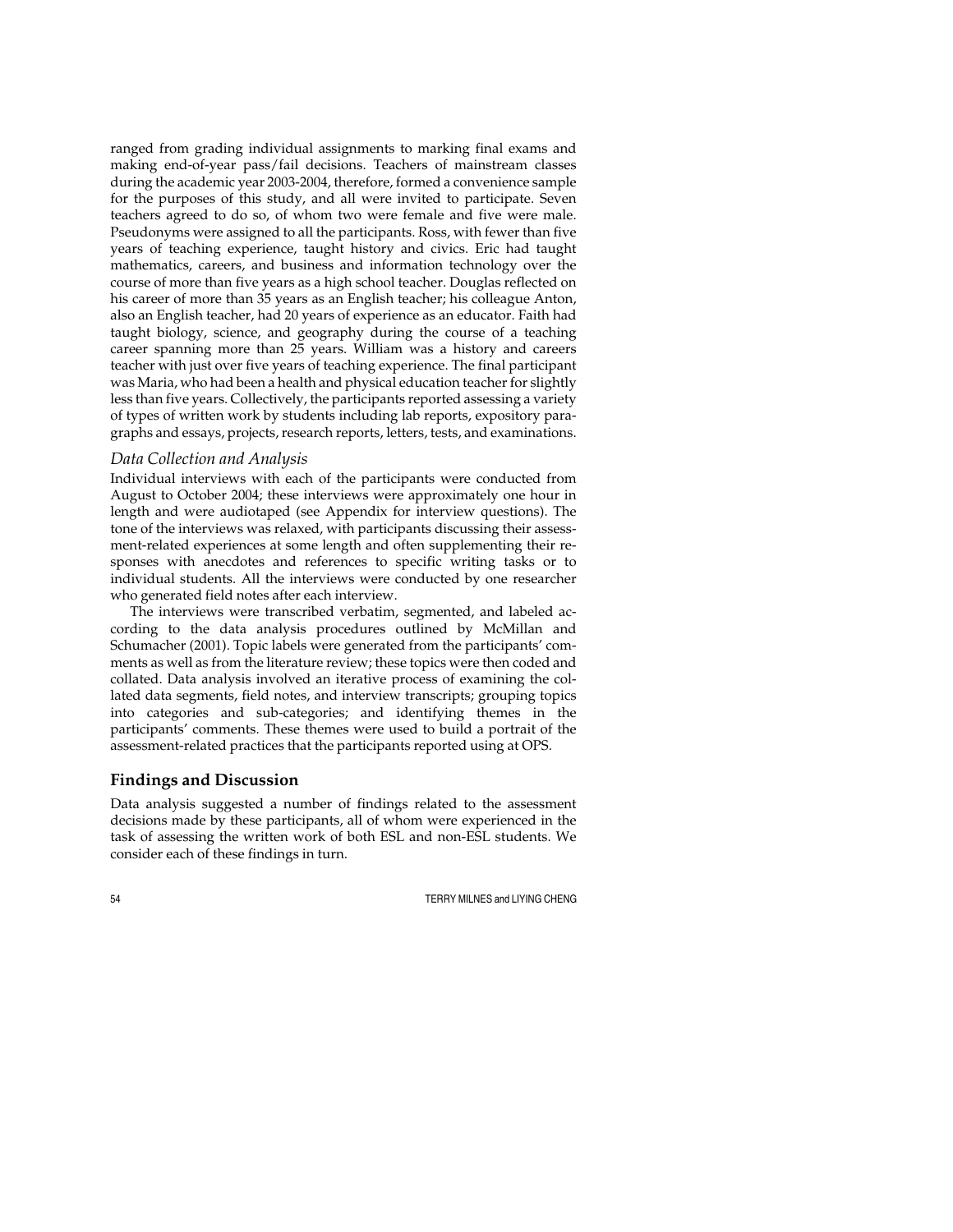ranged from grading individual assignments to marking final exams and making end-of-year pass/fail decisions. Teachers of mainstream classes during the academic year 2003-2004, therefore, formed a convenience sample for the purposes of this study, and all were invited to participate. Seven teachers agreed to do so, of whom two were female and five were male. Pseudonyms were assigned to all the participants. Ross, with fewer than five years of teaching experience, taught history and civics. Eric had taught mathematics, careers, and business and information technology over the course of more than five years as a high school teacher. Douglas reflected on his career of more than 35 years as an English teacher; his colleague Anton, also an English teacher, had 20 years of experience as an educator. Faith had taught biology, science, and geography during the course of a teaching career spanning more than 25 years. William was a history and careers teacher with just over five years of teaching experience. The final participant was Maria, who had been a health and physical education teacher for slightly less than five years. Collectively, the participants reported assessing a variety of types of written work by students including lab reports, expository paragraphs and essays, projects, research reports, letters, tests, and examinations.

### *Data Collection and Analysis*

Individual interviews with each of the participants were conducted from August to October 2004; these interviews were approximately one hour in length and were audiotaped (see Appendix for interview questions). The tone of the interviews was relaxed, with participants discussing their assessment-related experiences at some length and often supplementing their responses with anecdotes and references to specific writing tasks or to individual students. All the interviews were conducted by one researcher who generated field notes after each interview.

The interviews were transcribed verbatim, segmented, and labeled according to the data analysis procedures outlined by McMillan and Schumacher (2001). Topic labels were generated from the participants' comments as well as from the literature review; these topics were then coded and collated. Data analysis involved an iterative process of examining the collated data segments, field notes, and interview transcripts; grouping topics into categories and sub-categories; and identifying themes in the participants' comments. These themes were used to build a portrait of the assessment-related practices that the participants reported using at OPS.

## **Findings and Discussion**

Data analysis suggested a number of findings related to the assessment decisions made by these participants, all of whom were experienced in the task of assessing the written work of both ESL and non-ESL students. We consider each of these findings in turn.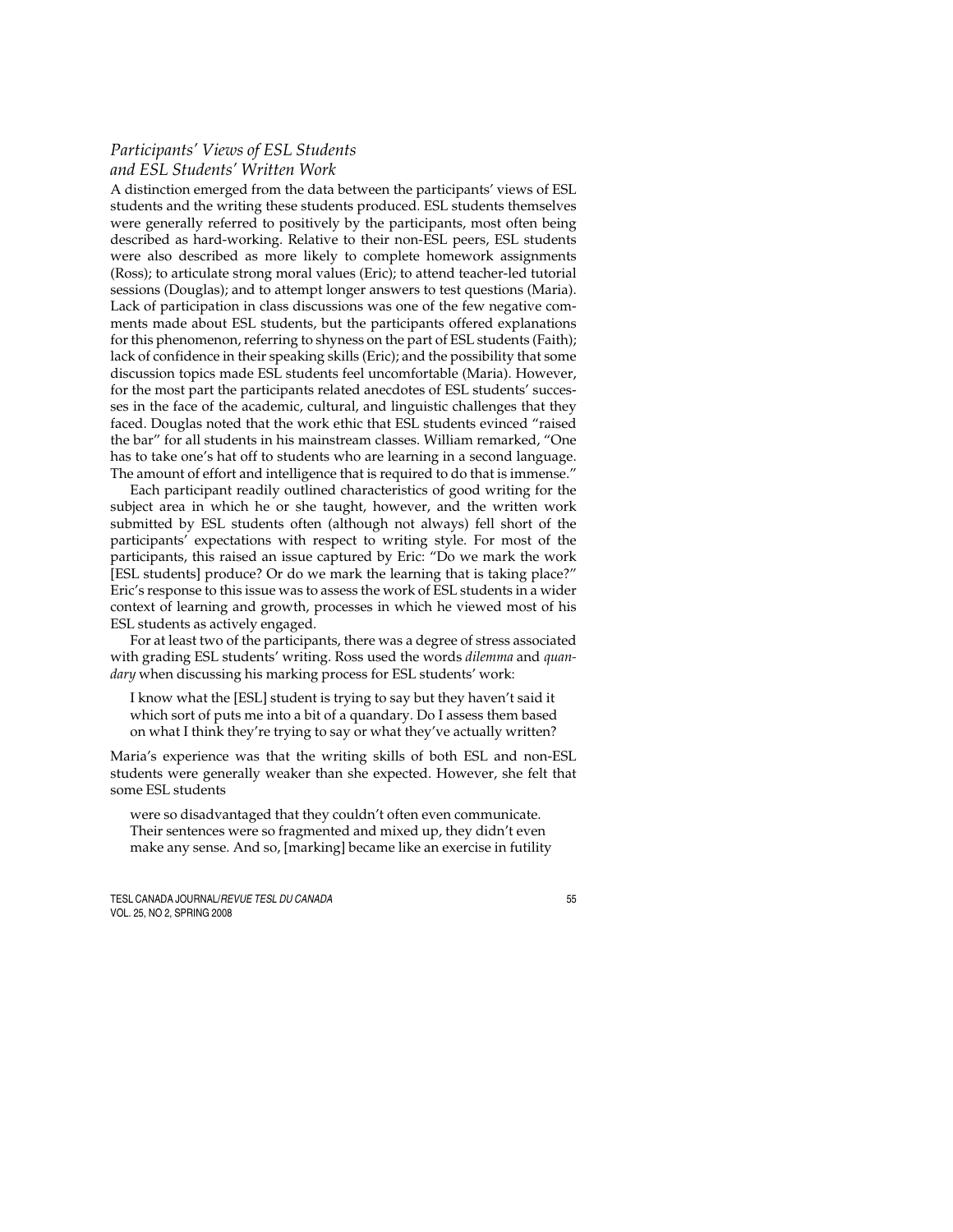### *Participants' Views of ESL Students and ESL Students' Written Work*

A distinction emerged from the data between the participants' views of ESL students and the writing these students produced. ESL students themselves were generally referred to positively by the participants, most often being described as hard-working. Relative to their non-ESL peers, ESL students were also described as more likely to complete homework assignments (Ross); to articulate strong moral values (Eric); to attend teacher-led tutorial sessions (Douglas); and to attempt longer answers to test questions (Maria). Lack of participation in class discussions was one of the few negative comments made about ESL students, but the participants offered explanations for this phenomenon, referring to shyness on the part of ESL students (Faith); lack of confidence in their speaking skills (Eric); and the possibility that some discussion topics made ESL students feel uncomfortable (Maria). However, for the most part the participants related anecdotes of ESL students' successes in the face of the academic, cultural, and linguistic challenges that they faced. Douglas noted that the work ethic that ESL students evinced "raised the bar" for all students in his mainstream classes. William remarked, "One has to take one's hat off to students who are learning in a second language. The amount of effort and intelligence that is required to do that is immense."

Each participant readily outlined characteristics of good writing for the subject area in which he or she taught, however, and the written work submitted by ESL students often (although not always) fell short of the participants' expectations with respect to writing style. For most of the participants, this raised an issue captured by Eric: "Do we mark the work [ESL students] produce? Or do we mark the learning that is taking place?" Eric's response to this issue was to assess the work of ESL students in a wider context of learning and growth, processes in which he viewed most of his ESL students as actively engaged.

For at least two of the participants, there was a degree of stress associated with grading ESL students' writing. Ross used the words *dilemma* and *quandary* when discussing his marking process for ESL students' work:

> I know what the [ESL] student is trying to say but they haven't said it which sort of puts me into a bit of a quandary. Do I assess them based on what I think they're trying to say or what they've actually written?

Maria's experience was that the writing skills of both ESL and non-ESL students were generally weaker than she expected. However, she felt that some ESL students

> were so disadvantaged that they couldn't often even communicate. Their sentences were so fragmented and mixed up, they didn't even make any sense. And so, [marking] became like an exercise in futility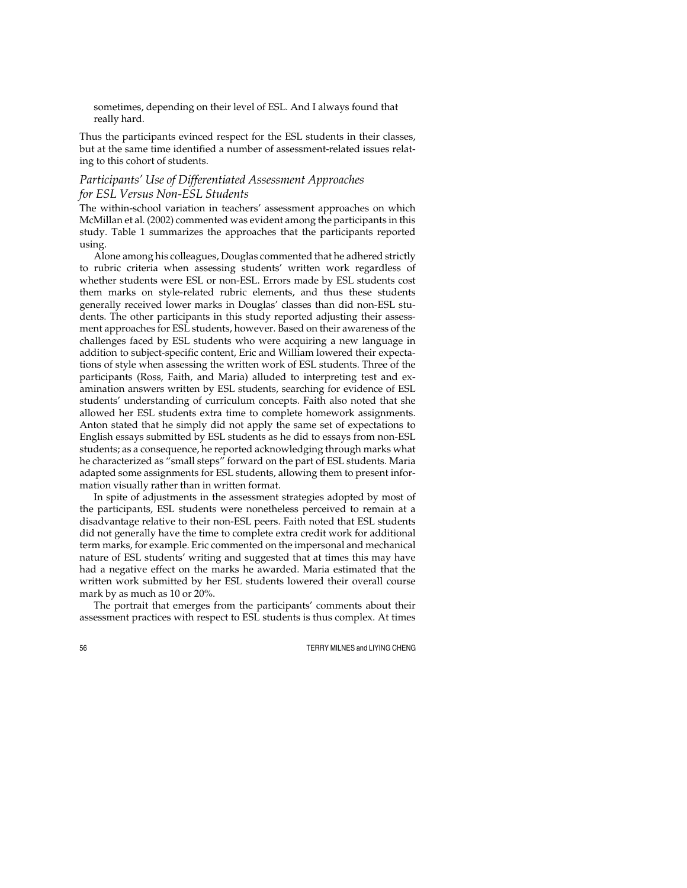sometimes, depending on their level of ESL. And I always found that really hard.

Thus the participants evinced respect for the ESL students in their classes, but at the same time identified a number of assessment-related issues relating to this cohort of students.

### *Participants' Use of Differentiated Assessment Approaches for ESL Versus Non-ESL Students*

The within-school variation in teachers' assessment approaches on which McMillan et al. (2002) commented was evident among the participants in this study. Table 1 summarizes the approaches that the participants reported using.

Alone among his colleagues, Douglas commented that he adhered strictly to rubric criteria when assessing students' written work regardless of whether students were ESL or non-ESL. Errors made by ESL students cost them marks on style-related rubric elements, and thus these students generally received lower marks in Douglas' classes than did non-ESL students. The other participants in this study reported adjusting their assessment approaches for ESL students, however. Based on their awareness of the challenges faced by ESL students who were acquiring a new language in addition to subject-specific content, Eric and William lowered their expectations of style when assessing the written work of ESL students. Three of the participants (Ross, Faith, and Maria) alluded to interpreting test and examination answers written by ESL students, searching for evidence of ESL students' understanding of curriculum concepts. Faith also noted that she allowed her ESL students extra time to complete homework assignments. Anton stated that he simply did not apply the same set of expectations to English essays submitted by ESL students as he did to essays from non-ESL students; as a consequence, he reported acknowledging through marks what he characterized as "small steps" forward on the part of ESL students. Maria adapted some assignments for ESL students, allowing them to present information visually rather than in written format.

In spite of adjustments in the assessment strategies adopted by most of the participants, ESL students were nonetheless perceived to remain at a disadvantage relative to their non-ESL peers. Faith noted that ESL students did not generally have the time to complete extra credit work for additional term marks, for example. Eric commented on the impersonal and mechanical nature of ESL students' writing and suggested that at times this may have had a negative effect on the marks he awarded. Maria estimated that the written work submitted by her ESL students lowered their overall course mark by as much as 10 or 20%.

The portrait that emerges from the participants' comments about their assessment practices with respect to ESL students is thus complex. At times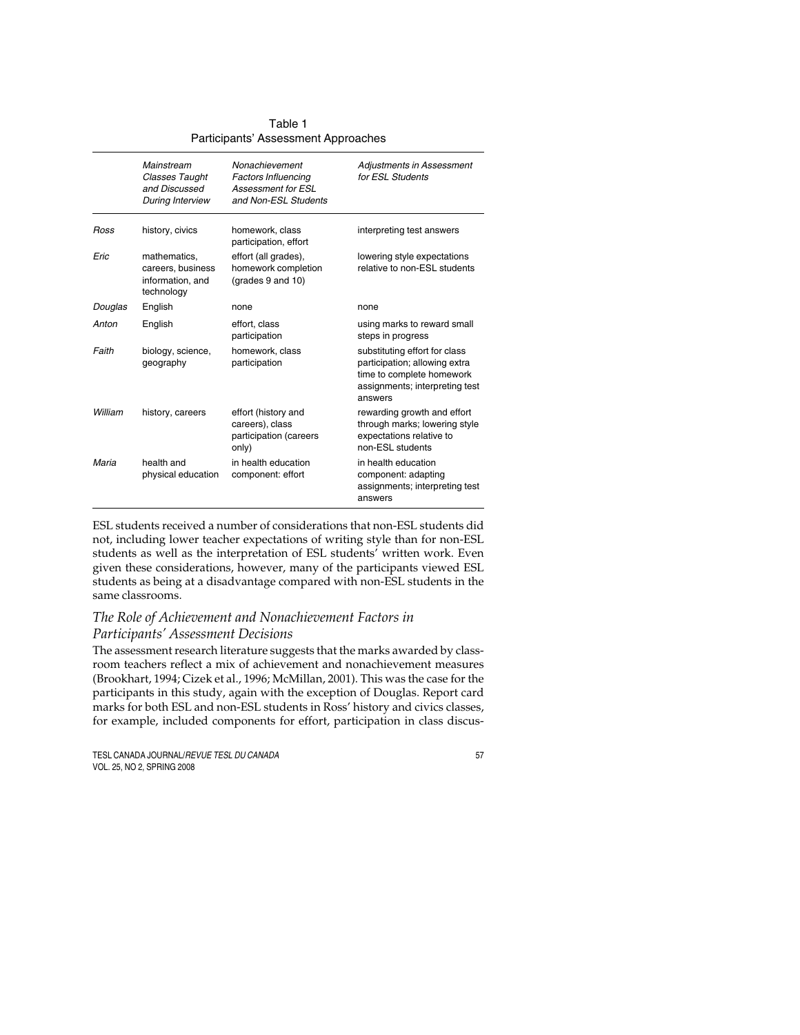Table 1
Participants' Assessment Approaches

| | *Mainstream Classes Taught and Discussed During Interview* | *Nonachievement Factors Influencing Assessment for ESL and Non-ESL Students* | *Adjustments in Assessment for ESL Students* |
|---|---|---|---|
| *Ross* | history, civics | homework, class participation, effort | interpreting test answers |
| *Eric* | mathematics, careers, business information, and technology | effort (all grades), homework completion (grades 9 and 10) | lowering style expectations relative to non-ESL students |
| *Douglas* | English | none | none |
| *Anton* | English | effort, class participation | using marks to reward small steps in progress |
| *Faith* | biology, science, geography | homework, class participation | substituting effort for class participation; allowing extra time to complete homework assignments; interpreting test answers |
| *William* | history, careers | effort (history and careers), class participation (careers only) | rewarding growth and effort through marks; lowering style expectations relative to non-ESL students |
| *Maria* | health and physical education | in health education component: effort | in health education component: adapting assignments; interpreting test answers |

ESL students received a number of considerations that non-ESL students did not, including lower teacher expectations of writing style than for non-ESL students as well as the interpretation of ESL students' written work. Even given these considerations, however, many of the participants viewed ESL students as being at a disadvantage compared with non-ESL students in the same classrooms.

### *The Role of Achievement and Nonachievement Factors in Participants' Assessment Decisions*

The assessment research literature suggests that the marks awarded by classroom teachers reflect a mix of achievement and nonachievement measures (Brookhart, 1994; Cizek et al., 1996; McMillan, 2001). This was the case for the participants in this study, again with the exception of Douglas. Report card marks for both ESL and non-ESL students in Ross' history and civics classes, for example, included components for effort, participation in class discus-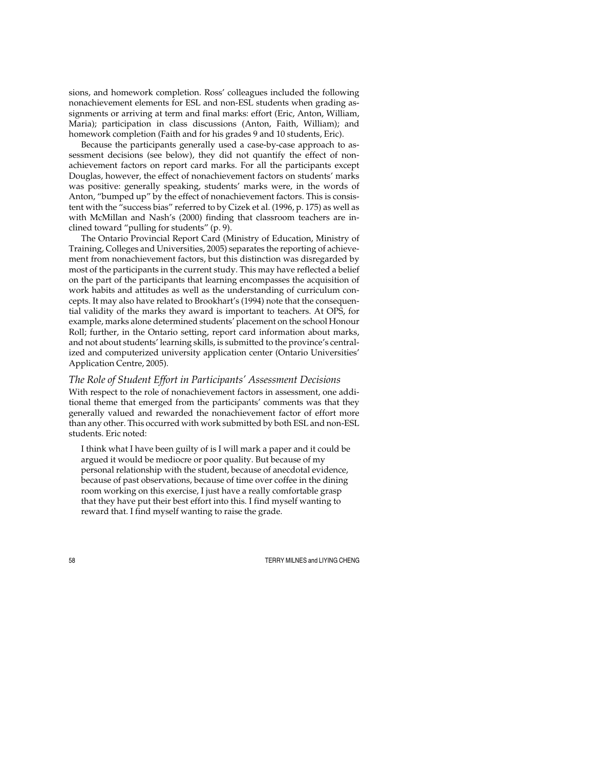sions, and homework completion. Ross' colleagues included the following nonachievement elements for ESL and non-ESL students when grading assignments or arriving at term and final marks: effort (Eric, Anton, William, Maria); participation in class discussions (Anton, Faith, William); and homework completion (Faith and for his grades 9 and 10 students, Eric).

Because the participants generally used a case-by-case approach to assessment decisions (see below), they did not quantify the effect of nonachievement factors on report card marks. For all the participants except Douglas, however, the effect of nonachievement factors on students' marks was positive: generally speaking, students' marks were, in the words of Anton, "bumped up" by the effect of nonachievement factors. This is consistent with the "success bias" referred to by Cizek et al. (1996, p. 175) as well as with McMillan and Nash's (2000) finding that classroom teachers are inclined toward "pulling for students" (p. 9).

The Ontario Provincial Report Card (Ministry of Education, Ministry of Training, Colleges and Universities, 2005) separates the reporting of achievement from nonachievement factors, but this distinction was disregarded by most of the participants in the current study. This may have reflected a belief on the part of the participants that learning encompasses the acquisition of work habits and attitudes as well as the understanding of curriculum concepts. It may also have related to Brookhart's (1994) note that the consequential validity of the marks they award is important to teachers. At OPS, for example, marks alone determined students' placement on the school Honour Roll; further, in the Ontario setting, report card information about marks, and not about students' learning skills, is submitted to the province's centralized and computerized university application center (Ontario Universities' Application Centre, 2005).

### *The Role of Student Effort in Participants' Assessment Decisions*

With respect to the role of nonachievement factors in assessment, one additional theme that emerged from the participants' comments was that they generally valued and rewarded the nonachievement factor of effort more than any other. This occurred with work submitted by both ESL and non-ESL students. Eric noted:

> I think what I have been guilty of is I will mark a paper and it could be argued it would be mediocre or poor quality. But because of my personal relationship with the student, because of anecdotal evidence, because of past observations, because of time over coffee in the dining room working on this exercise, I just have a really comfortable grasp that they have put their best effort into this. I find myself wanting to reward that. I find myself wanting to raise the grade.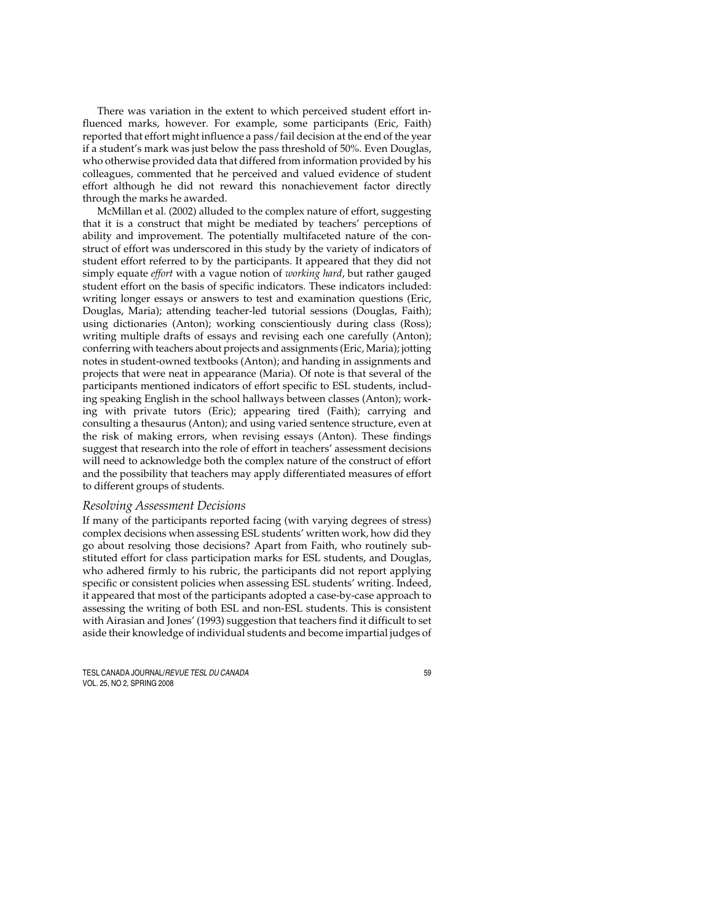There was variation in the extent to which perceived student effort influenced marks, however. For example, some participants (Eric, Faith) reported that effort might influence a pass/fail decision at the end of the year if a student's mark was just below the pass threshold of 50%. Even Douglas, who otherwise provided data that differed from information provided by his colleagues, commented that he perceived and valued evidence of student effort although he did not reward this nonachievement factor directly through the marks he awarded.

McMillan et al. (2002) alluded to the complex nature of effort, suggesting that it is a construct that might be mediated by teachers' perceptions of ability and improvement. The potentially multifaceted nature of the construct of effort was underscored in this study by the variety of indicators of student effort referred to by the participants. It appeared that they did not simply equate *effort* with a vague notion of *working hard*, but rather gauged student effort on the basis of specific indicators. These indicators included: writing longer essays or answers to test and examination questions (Eric, Douglas, Maria); attending teacher-led tutorial sessions (Douglas, Faith); using dictionaries (Anton); working conscientiously during class (Ross); writing multiple drafts of essays and revising each one carefully (Anton); conferring with teachers about projects and assignments (Eric, Maria); jotting notes in student-owned textbooks (Anton); and handing in assignments and projects that were neat in appearance (Maria). Of note is that several of the participants mentioned indicators of effort specific to ESL students, including speaking English in the school hallways between classes (Anton); working with private tutors (Eric); appearing tired (Faith); carrying and consulting a thesaurus (Anton); and using varied sentence structure, even at the risk of making errors, when revising essays (Anton). These findings suggest that research into the role of effort in teachers' assessment decisions will need to acknowledge both the complex nature of the construct of effort and the possibility that teachers may apply differentiated measures of effort to different groups of students.

### *Resolving Assessment Decisions*

If many of the participants reported facing (with varying degrees of stress) complex decisions when assessing ESL students' written work, how did they go about resolving those decisions? Apart from Faith, who routinely substituted effort for class participation marks for ESL students, and Douglas, who adhered firmly to his rubric, the participants did not report applying specific or consistent policies when assessing ESL students' writing. Indeed, it appeared that most of the participants adopted a case-by-case approach to assessing the writing of both ESL and non-ESL students. This is consistent with Airasian and Jones' (1993) suggestion that teachers find it difficult to set aside their knowledge of individual students and become impartial judges of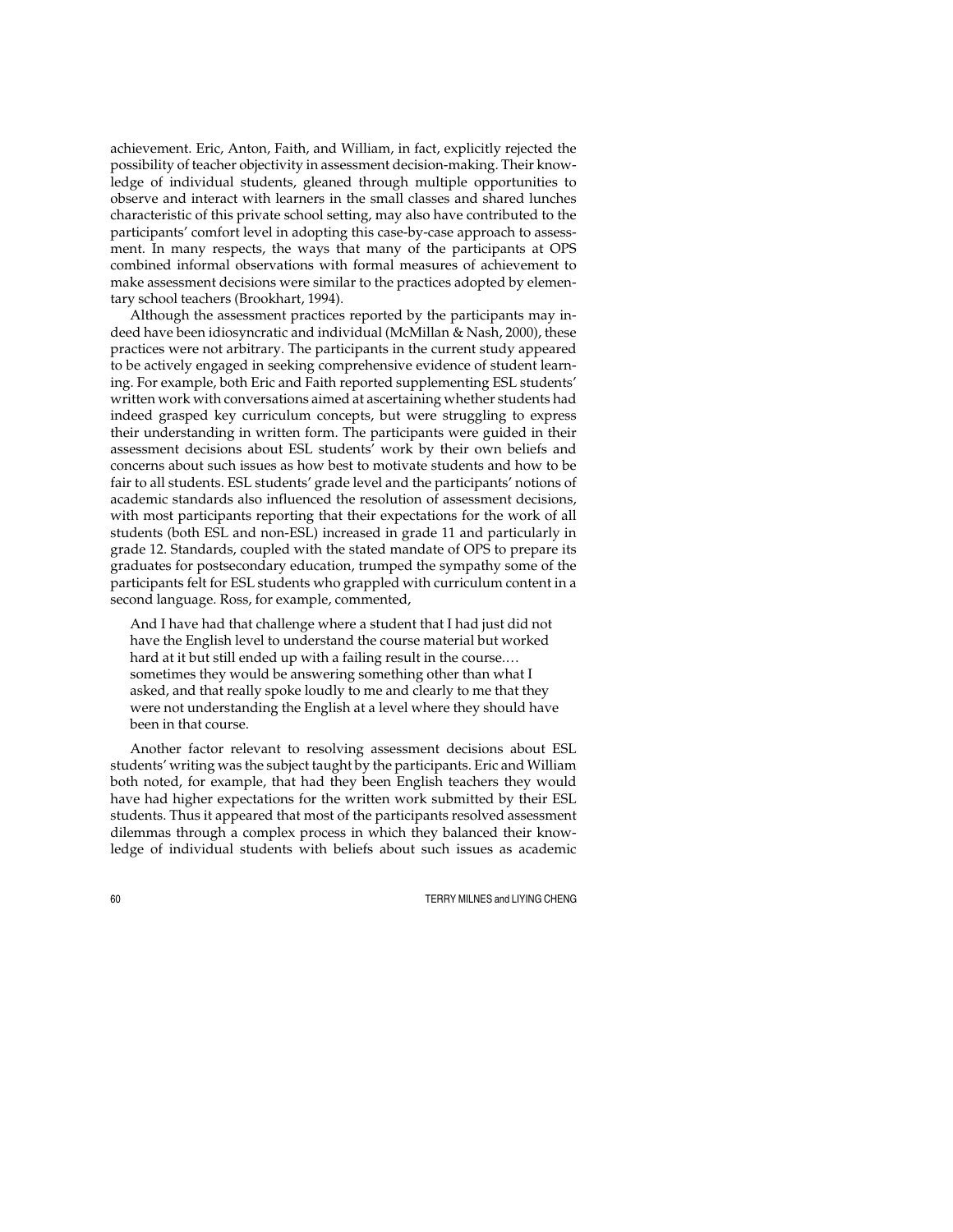achievement. Eric, Anton, Faith, and William, in fact, explicitly rejected the possibility of teacher objectivity in assessment decision-making. Their knowledge of individual students, gleaned through multiple opportunities to observe and interact with learners in the small classes and shared lunches characteristic of this private school setting, may also have contributed to the participants' comfort level in adopting this case-by-case approach to assessment. In many respects, the ways that many of the participants at OPS combined informal observations with formal measures of achievement to make assessment decisions were similar to the practices adopted by elementary school teachers (Brookhart, 1994).

Although the assessment practices reported by the participants may indeed have been idiosyncratic and individual (McMillan & Nash, 2000), these practices were not arbitrary. The participants in the current study appeared to be actively engaged in seeking comprehensive evidence of student learning. For example, both Eric and Faith reported supplementing ESL students' written work with conversations aimed at ascertaining whether students had indeed grasped key curriculum concepts, but were struggling to express their understanding in written form. The participants were guided in their assessment decisions about ESL students' work by their own beliefs and concerns about such issues as how best to motivate students and how to be fair to all students. ESL students' grade level and the participants' notions of academic standards also influenced the resolution of assessment decisions, with most participants reporting that their expectations for the work of all students (both ESL and non-ESL) increased in grade 11 and particularly in grade 12. Standards, coupled with the stated mandate of OPS to prepare its graduates for postsecondary education, trumped the sympathy some of the participants felt for ESL students who grappled with curriculum content in a second language. Ross, for example, commented,

> And I have had that challenge where a student that I had just did not have the English level to understand the course material but worked hard at it but still ended up with a failing result in the course.… sometimes they would be answering something other than what I asked, and that really spoke loudly to me and clearly to me that they were not understanding the English at a level where they should have been in that course.

Another factor relevant to resolving assessment decisions about ESL students' writing was the subject taught by the participants. Eric and William both noted, for example, that had they been English teachers they would have had higher expectations for the written work submitted by their ESL students. Thus it appeared that most of the participants resolved assessment dilemmas through a complex process in which they balanced their knowledge of individual students with beliefs about such issues as academic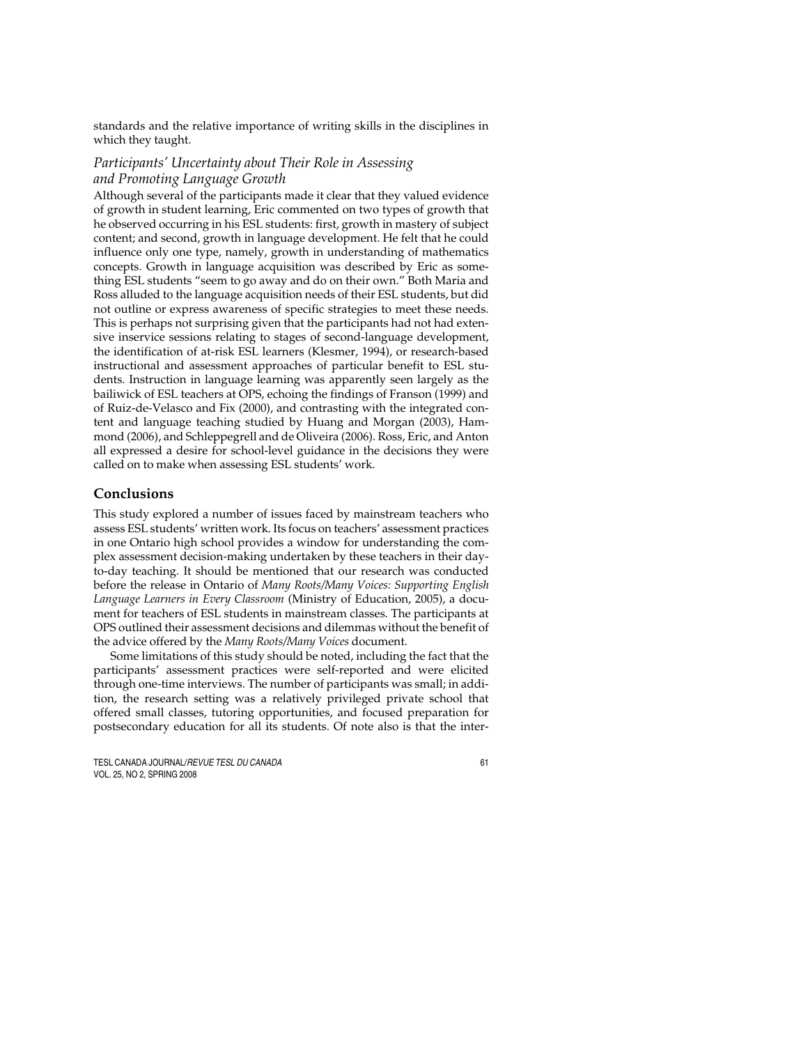standards and the relative importance of writing skills in the disciplines in which they taught.

### *Participants' Uncertainty about Their Role in Assessing and Promoting Language Growth*

Although several of the participants made it clear that they valued evidence of growth in student learning, Eric commented on two types of growth that he observed occurring in his ESL students: first, growth in mastery of subject content; and second, growth in language development. He felt that he could influence only one type, namely, growth in understanding of mathematics concepts. Growth in language acquisition was described by Eric as something ESL students "seem to go away and do on their own." Both Maria and Ross alluded to the language acquisition needs of their ESL students, but did not outline or express awareness of specific strategies to meet these needs. This is perhaps not surprising given that the participants had not had extensive inservice sessions relating to stages of second-language development, the identification of at-risk ESL learners (Klesmer, 1994), or research-based instructional and assessment approaches of particular benefit to ESL students. Instruction in language learning was apparently seen largely as the bailiwick of ESL teachers at OPS, echoing the findings of Franson (1999) and of Ruiz-de-Velasco and Fix (2000), and contrasting with the integrated content and language teaching studied by Huang and Morgan (2003), Hammond (2006), and Schleppegrell and de Oliveira (2006). Ross, Eric, and Anton all expressed a desire for school-level guidance in the decisions they were called on to make when assessing ESL students' work.

## Conclusions

This study explored a number of issues faced by mainstream teachers who assess ESL students' written work. Its focus on teachers' assessment practices in one Ontario high school provides a window for understanding the complex assessment decision-making undertaken by these teachers in their day-to-day teaching. It should be mentioned that our research was conducted before the release in Ontario of *Many Roots/Many Voices: Supporting English Language Learners in Every Classroom* (Ministry of Education, 2005), a document for teachers of ESL students in mainstream classes. The participants at OPS outlined their assessment decisions and dilemmas without the benefit of the advice offered by the *Many Roots/Many Voices* document.

Some limitations of this study should be noted, including the fact that the participants' assessment practices were self-reported and were elicited through one-time interviews. The number of participants was small; in addition, the research setting was a relatively privileged private school that offered small classes, tutoring opportunities, and focused preparation for postsecondary education for all its students. Of note also is that the inter-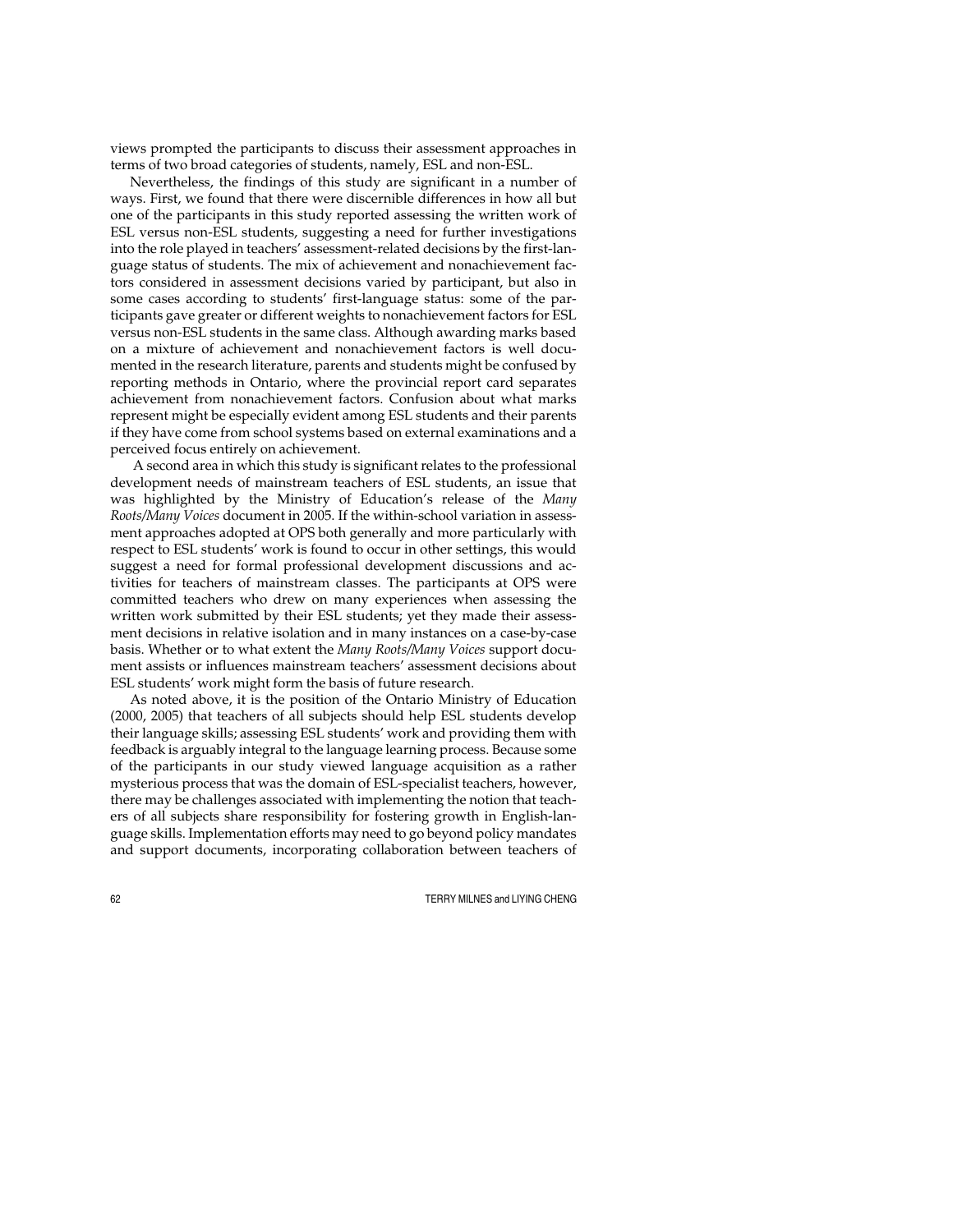views prompted the participants to discuss their assessment approaches in terms of two broad categories of students, namely, ESL and non-ESL.

Nevertheless, the findings of this study are significant in a number of ways. First, we found that there were discernible differences in how all but one of the participants in this study reported assessing the written work of ESL versus non-ESL students, suggesting a need for further investigations into the role played in teachers' assessment-related decisions by the first-language status of students. The mix of achievement and nonachievement factors considered in assessment decisions varied by participant, but also in some cases according to students' first-language status: some of the participants gave greater or different weights to nonachievement factors for ESL versus non-ESL students in the same class. Although awarding marks based on a mixture of achievement and nonachievement factors is well documented in the research literature, parents and students might be confused by reporting methods in Ontario, where the provincial report card separates achievement from nonachievement factors. Confusion about what marks represent might be especially evident among ESL students and their parents if they have come from school systems based on external examinations and a perceived focus entirely on achievement.

A second area in which this study is significant relates to the professional development needs of mainstream teachers of ESL students, an issue that was highlighted by the Ministry of Education's release of the *Many Roots/Many Voices* document in 2005. If the within-school variation in assessment approaches adopted at OPS both generally and more particularly with respect to ESL students' work is found to occur in other settings, this would suggest a need for formal professional development discussions and activities for teachers of mainstream classes. The participants at OPS were committed teachers who drew on many experiences when assessing the written work submitted by their ESL students; yet they made their assessment decisions in relative isolation and in many instances on a case-by-case basis. Whether or to what extent the *Many Roots/Many Voices* support document assists or influences mainstream teachers' assessment decisions about ESL students' work might form the basis of future research.

As noted above, it is the position of the Ontario Ministry of Education (2000, 2005) that teachers of all subjects should help ESL students develop their language skills; assessing ESL students' work and providing them with feedback is arguably integral to the language learning process. Because some of the participants in our study viewed language acquisition as a rather mysterious process that was the domain of ESL-specialist teachers, however, there may be challenges associated with implementing the notion that teachers of all subjects share responsibility for fostering growth in English-language skills. Implementation efforts may need to go beyond policy mandates and support documents, incorporating collaboration between teachers of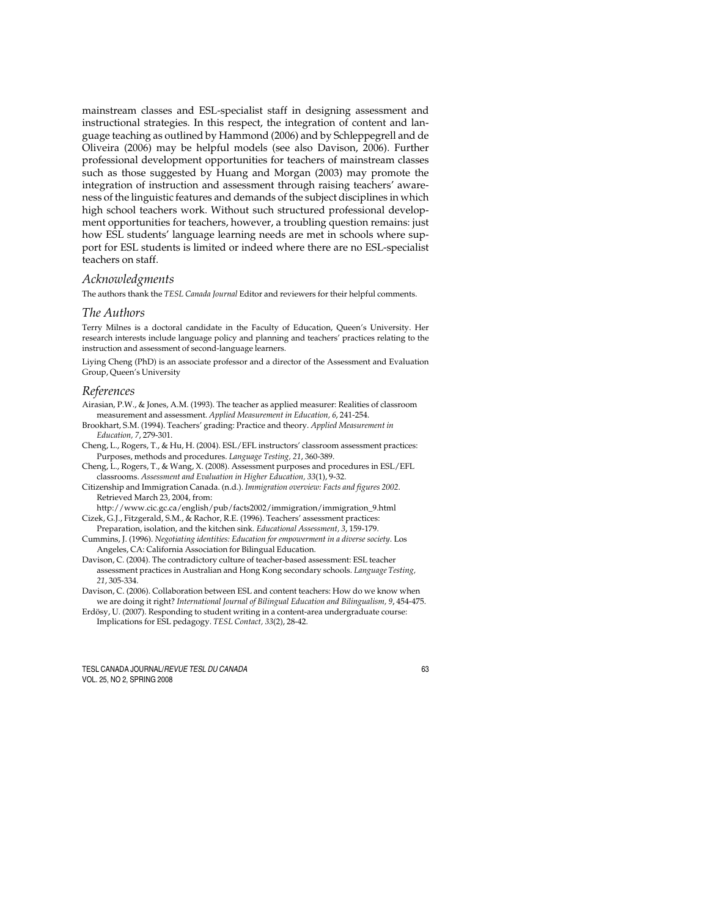mainstream classes and ESL-specialist staff in designing assessment and instructional strategies. In this respect, the integration of content and language teaching as outlined by Hammond (2006) and by Schleppegrell and de Oliveira (2006) may be helpful models (see also Davison, 2006). Further professional development opportunities for teachers of mainstream classes such as those suggested by Huang and Morgan (2003) may promote the integration of instruction and assessment through raising teachers' awareness of the linguistic features and demands of the subject disciplines in which high school teachers work. Without such structured professional development opportunities for teachers, however, a troubling question remains: just how ESL students' language learning needs are met in schools where support for ESL students is limited or indeed where there are no ESL-specialist teachers on staff.

## Acknowledgments

The authors thank the *TESL Canada Journal* Editor and reviewers for their helpful comments.

## The Authors

Terry Milnes is a doctoral candidate in the Faculty of Education, Queen's University. Her research interests include language policy and planning and teachers' practices relating to the instruction and assessment of second-language learners.

Liying Cheng (PhD) is an associate professor and a director of the Assessment and Evaluation Group, Queen's University

## References

Airasian, P.W., & Jones, A.M. (1993). The teacher as applied measurer: Realities of classroom measurement and assessment. *Applied Measurement in Education, 6*, 241-254.

Brookhart, S.M. (1994). Teachers' grading: Practice and theory. *Applied Measurement in Education, 7*, 279-301.

Cheng, L., Rogers, T., & Hu, H. (2004). ESL/EFL instructors' classroom assessment practices: Purposes, methods and procedures. *Language Testing, 21*, 360-389.

Cheng, L., Rogers, T., & Wang, X. (2008). Assessment purposes and procedures in ESL/EFL classrooms. *Assessment and Evaluation in Higher Education, 33*(1), 9-32.

Citizenship and Immigration Canada. (n.d.). *Immigration overview: Facts and figures 2002*. Retrieved March 23, 2004, from: http://www.cic.gc.ca/english/pub/facts2002/immigration/immigration_9.html

Cizek, G.J., Fitzgerald, S.M., & Rachor, R.E. (1996). Teachers' assessment practices: Preparation, isolation, and the kitchen sink. *Educational Assessment, 3*, 159-179.

Cummins, J. (1996). *Negotiating identities: Education for empowerment in a diverse society*. Los Angeles, CA: California Association for Bilingual Education.

Davison, C. (2004). The contradictory culture of teacher-based assessment: ESL teacher assessment practices in Australian and Hong Kong secondary schools. *Language Testing, 21*, 305-334.

Davison, C. (2006). Collaboration between ESL and content teachers: How do we know when we are doing it right? *International Journal of Bilingual Education and Bilingualism, 9*, 454-475.

Erdösy, U. (2007). Responding to student writing in a content-area undergraduate course: Implications for ESL pedagogy. *TESL Contact, 33*(2), 28-42.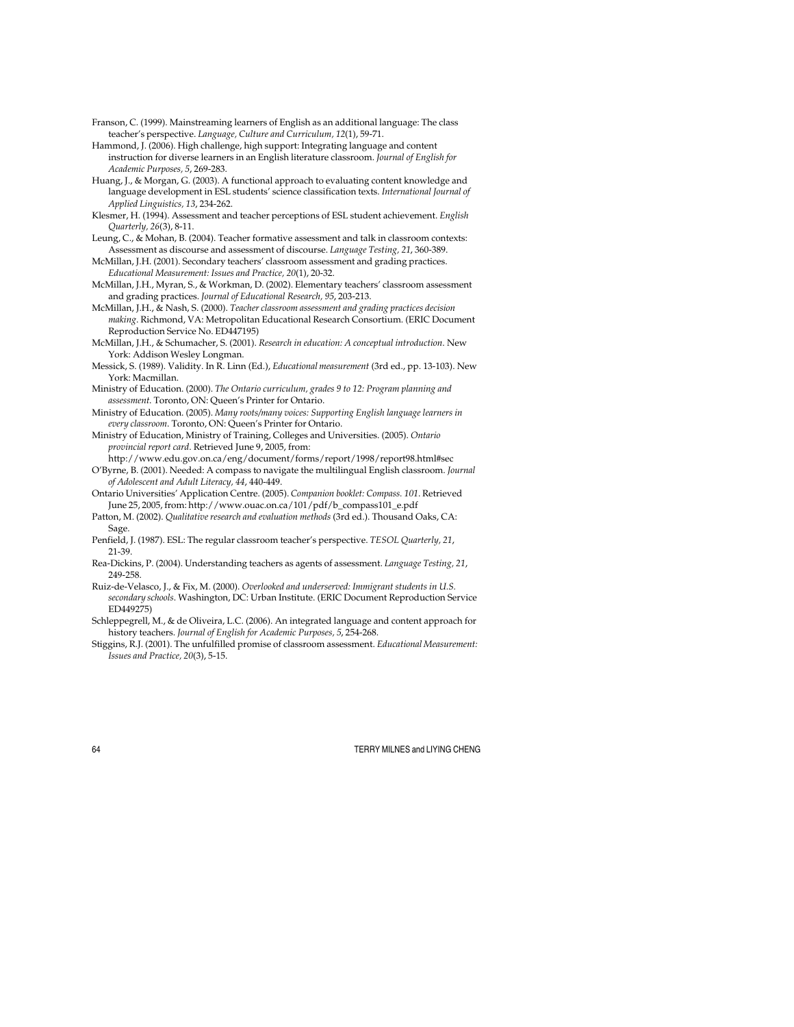Franson, C. (1999). Mainstreaming learners of English as an additional language: The class teacher's perspective. *Language, Culture and Curriculum, 12*(1), 59-71.

Hammond, J. (2006). High challenge, high support: Integrating language and content instruction for diverse learners in an English literature classroom. *Journal of English for Academic Purposes, 5*, 269-283.

Huang, J., & Morgan, G. (2003). A functional approach to evaluating content knowledge and language development in ESL students' science classification texts. *International Journal of Applied Linguistics, 13*, 234-262.

Klesmer, H. (1994). Assessment and teacher perceptions of ESL student achievement. *English Quarterly, 26*(3), 8-11.

Leung, C., & Mohan, B. (2004). Teacher formative assessment and talk in classroom contexts: Assessment as discourse and assessment of discourse. *Language Testing, 21*, 360-389.

McMillan, J.H. (2001). Secondary teachers' classroom assessment and grading practices. *Educational Measurement: Issues and Practice, 20*(1), 20-32.

McMillan, J.H., Myran, S., & Workman, D. (2002). Elementary teachers' classroom assessment and grading practices. *Journal of Educational Research, 95*, 203-213.

McMillan, J.H., & Nash, S. (2000). *Teacher classroom assessment and grading practices decision making*. Richmond, VA: Metropolitan Educational Research Consortium. (ERIC Document Reproduction Service No. ED447195)

McMillan, J.H., & Schumacher, S. (2001). *Research in education: A conceptual introduction*. New York: Addison Wesley Longman.

Messick, S. (1989). Validity. In R. Linn (Ed.), *Educational measurement* (3rd ed., pp. 13-103). New York: Macmillan.

Ministry of Education. (2000). *The Ontario curriculum, grades 9 to 12: Program planning and assessment*. Toronto, ON: Queen's Printer for Ontario.

Ministry of Education. (2005). *Many roots/many voices: Supporting English language learners in every classroom*. Toronto, ON: Queen's Printer for Ontario.

Ministry of Education, Ministry of Training, Colleges and Universities. (2005). *Ontario provincial report card*. Retrieved June 9, 2005, from: http://www.edu.gov.on.ca/eng/document/forms/report/1998/report98.html#sec

O'Byrne, B. (2001). Needed: A compass to navigate the multilingual English classroom. *Journal of Adolescent and Adult Literacy, 44*, 440-449.

Ontario Universities' Application Centre. (2005). *Companion booklet: Compass. 101*. Retrieved June 25, 2005, from: http://www.ouac.on.ca/101/pdf/b_compass101_e.pdf

Patton, M. (2002). *Qualitative research and evaluation methods* (3rd ed.). Thousand Oaks, CA: Sage.

Penfield, J. (1987). ESL: The regular classroom teacher's perspective. *TESOL Quarterly, 21*, 21-39.

Rea-Dickins, P. (2004). Understanding teachers as agents of assessment. *Language Testing, 21*, 249-258.

Ruiz-de-Velasco, J., & Fix, M. (2000). *Overlooked and underserved: Immigrant students in U.S. secondary schools*. Washington, DC: Urban Institute. (ERIC Document Reproduction Service ED449275)

Schleppegrell, M., & de Oliveira, L.C. (2006). An integrated language and content approach for history teachers. *Journal of English for Academic Purposes, 5*, 254-268.

Stiggins, R.J. (2001). The unfulfilled promise of classroom assessment. *Educational Measurement: Issues and Practice, 20*(3), 5-15.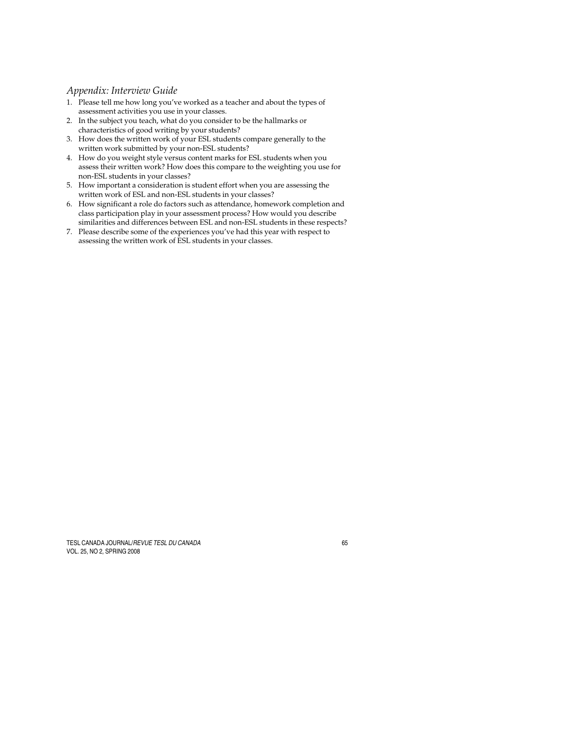*Appendix: Interview Guide*

1. Please tell me how long you've worked as a teacher and about the types of assessment activities you use in your classes.
2. In the subject you teach, what do you consider to be the hallmarks or characteristics of good writing by your students?
3. How does the written work of your ESL students compare generally to the written work submitted by your non-ESL students?
4. How do you weight style versus content marks for ESL students when you assess their written work? How does this compare to the weighting you use for non-ESL students in your classes?
5. How important a consideration is student effort when you are assessing the written work of ESL and non-ESL students in your classes?
6. How significant a role do factors such as attendance, homework completion and class participation play in your assessment process? How would you describe similarities and differences between ESL and non-ESL students in these respects?
7. Please describe some of the experiences you've had this year with respect to assessing the written work of ESL students in your classes.